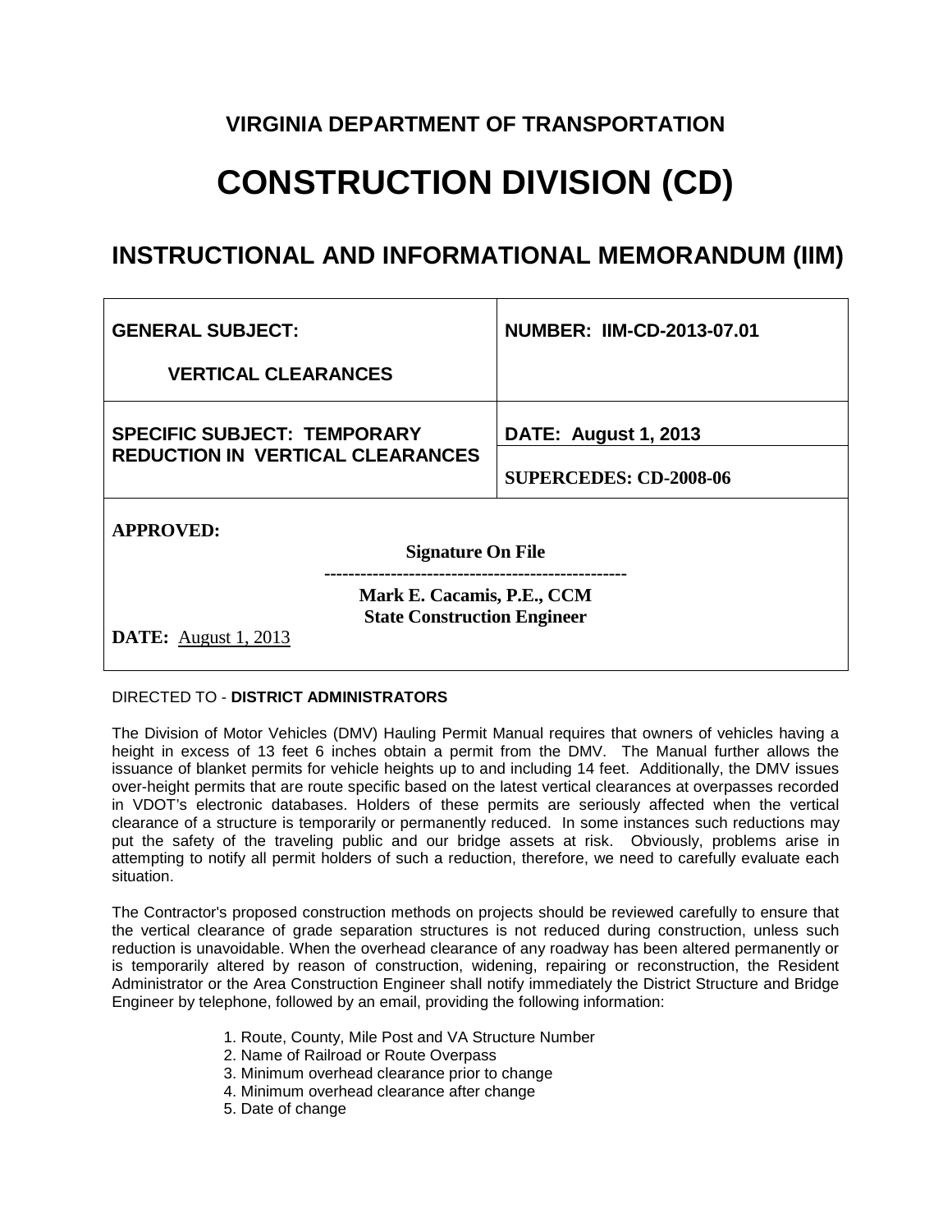# VIRGINIA DEPARTMENT OF TRANSPORTATION

# CONSTRUCTION DIVISION (CD)

## INSTRUCTIONAL AND INFORMATIONAL MEMORANDUM (IIM)

| GENERAL SUBJECT: VERTICAL CLEARANCES | NUMBER: IIM-CD-2013-07.01 |
|---|---|
| SPECIFIC SUBJECT: TEMPORARY REDUCTION IN VERTICAL CLEARANCES | DATE: August 1, 2013 |
| | SUPERCEDES: CD-2008-06 |

**APPROVED:**

**Signature On File**

**Mark E. Cacamis, P.E., CCM**
**State Construction Engineer**

**DATE:** August 1, 2013

DIRECTED TO - **DISTRICT ADMINISTRATORS**

The Division of Motor Vehicles (DMV) Hauling Permit Manual requires that owners of vehicles having a height in excess of 13 feet 6 inches obtain a permit from the DMV. The Manual further allows the issuance of blanket permits for vehicle heights up to and including 14 feet. Additionally, the DMV issues over-height permits that are route specific based on the latest vertical clearances at overpasses recorded in VDOT's electronic databases. Holders of these permits are seriously affected when the vertical clearance of a structure is temporarily or permanently reduced. In some instances such reductions may put the safety of the traveling public and our bridge assets at risk. Obviously, problems arise in attempting to notify all permit holders of such a reduction, therefore, we need to carefully evaluate each situation.

The Contractor's proposed construction methods on projects should be reviewed carefully to ensure that the vertical clearance of grade separation structures is not reduced during construction, unless such reduction is unavoidable. When the overhead clearance of any roadway has been altered permanently or is temporarily altered by reason of construction, widening, repairing or reconstruction, the Resident Administrator or the Area Construction Engineer shall notify immediately the District Structure and Bridge Engineer by telephone, followed by an email, providing the following information:

1. Route, County, Mile Post and VA Structure Number
2. Name of Railroad or Route Overpass
3. Minimum overhead clearance prior to change
4. Minimum overhead clearance after change
5. Date of change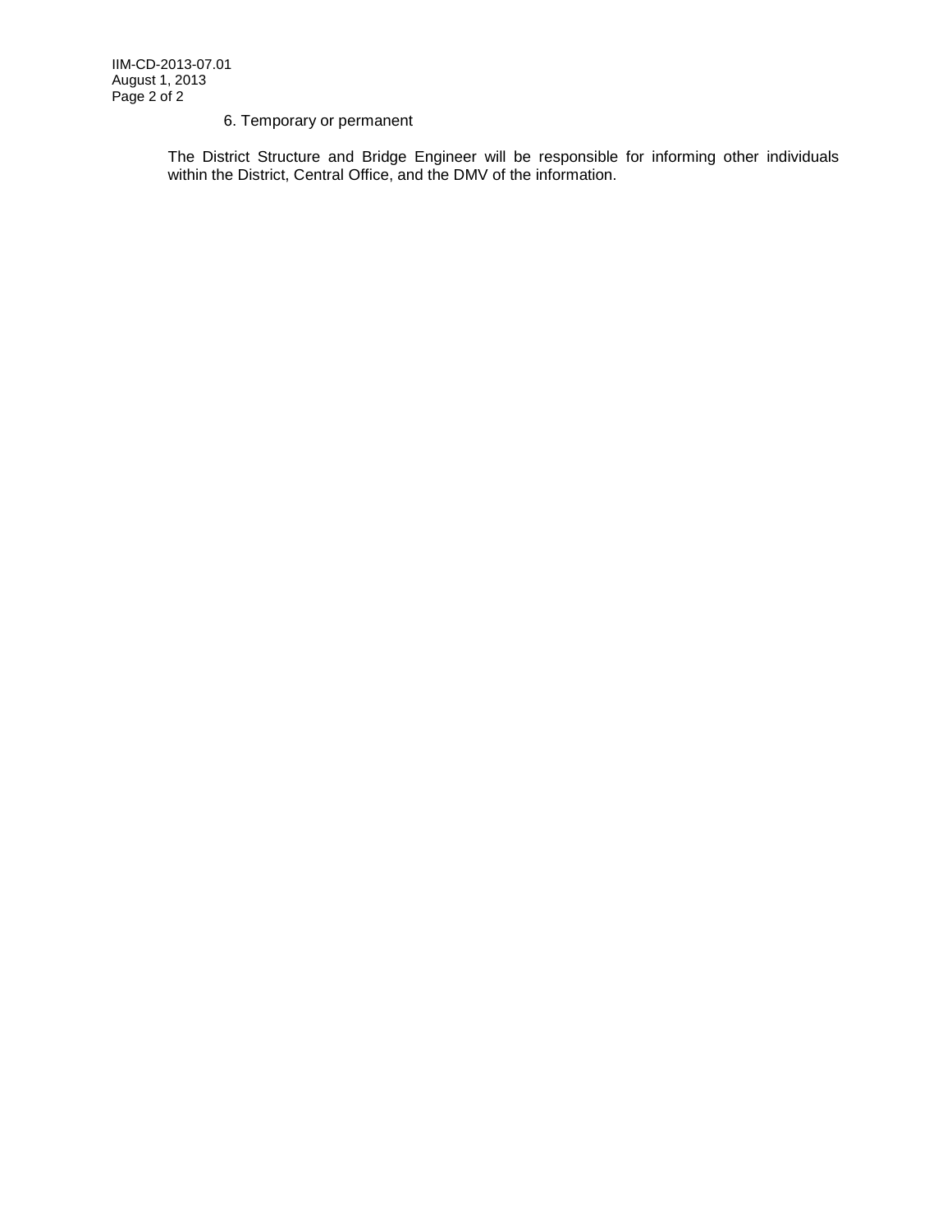6. Temporary or permanent

The District Structure and Bridge Engineer will be responsible for informing other individuals within the District, Central Office, and the DMV of the information.